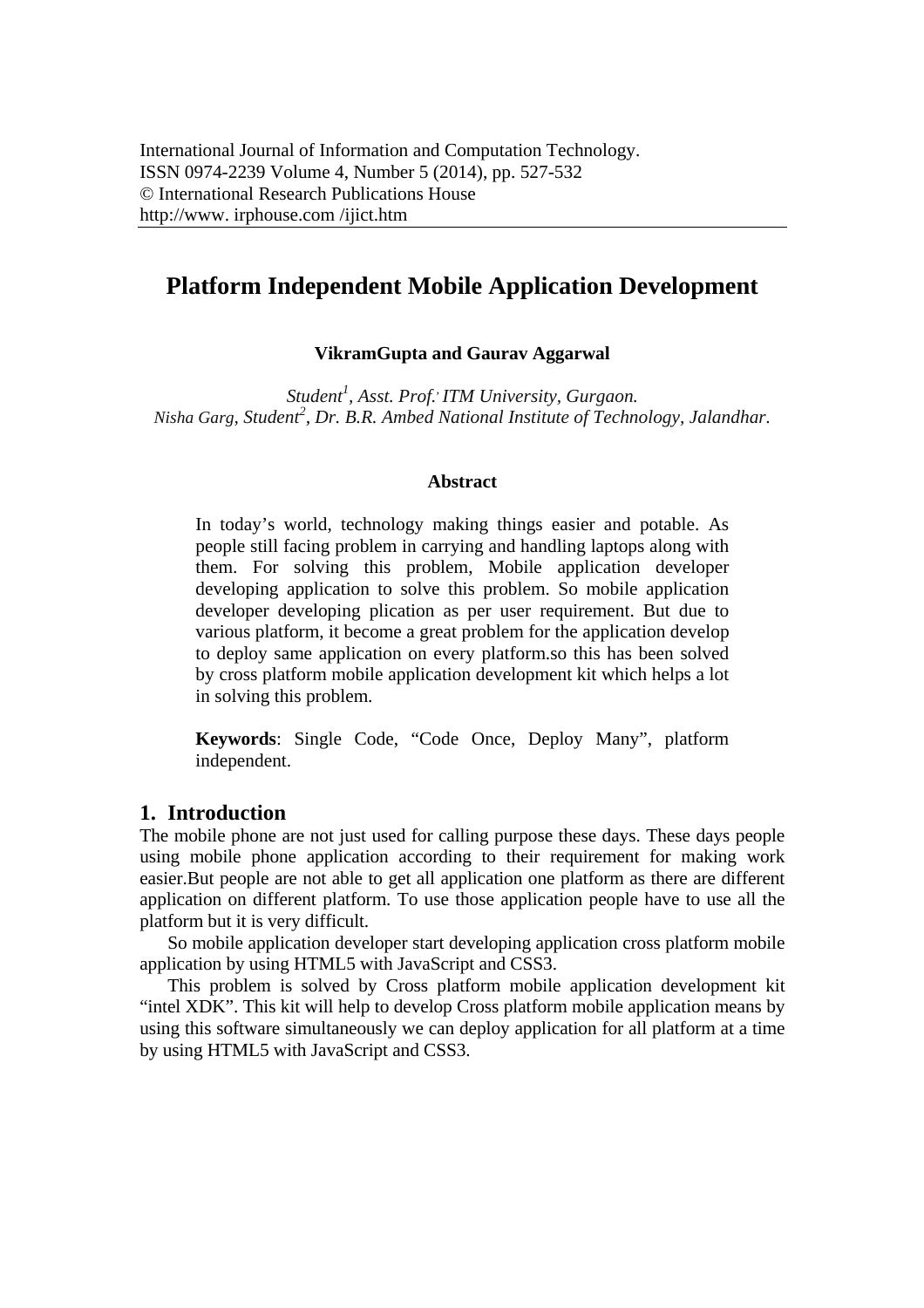International Journal of Information and Computation Technology.
ISSN 0974-2239 Volume 4, Number 5 (2014), pp. 527-532
© International Research Publications House
http://www. irphouse.com /ijict.htm

# Platform Independent Mobile Application Development

**VikramGupta and Gaurav Aggarwal**

*Student[1], Asst. Prof., ITM University, Gurgaon.*
*Nisha Garg, Student[2], Dr. B.R. Ambed National Institute of Technology, Jalandhar.*

### Abstract

In today's world, technology making things easier and potable. As people still facing problem in carrying and handling laptops along with them. For solving this problem, Mobile application developer developing application to solve this problem. So mobile application developer developing plication as per user requirement. But due to various platform, it become a great problem for the application develop to deploy same application on every platform.so this has been solved by cross platform mobile application development kit which helps a lot in solving this problem.

**Keywords**: Single Code, "Code Once, Deploy Many", platform independent.

## 1. Introduction

The mobile phone are not just used for calling purpose these days. These days people using mobile phone application according to their requirement for making work easier.But people are not able to get all application one platform as there are different application on different platform. To use those application people have to use all the platform but it is very difficult.

So mobile application developer start developing application cross platform mobile application by using HTML5 with JavaScript and CSS3.

This problem is solved by Cross platform mobile application development kit "intel XDK". This kit will help to develop Cross platform mobile application means by using this software simultaneously we can deploy application for all platform at a time by using HTML5 with JavaScript and CSS3.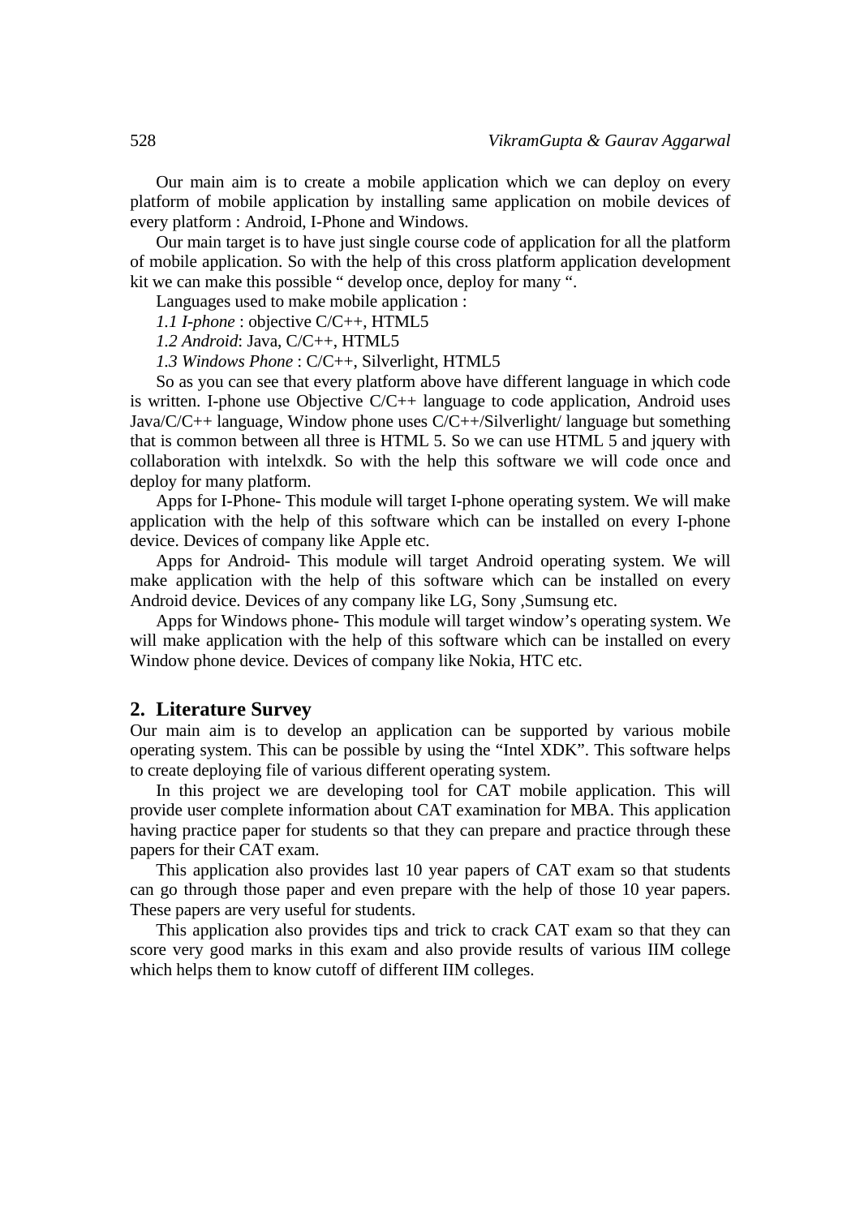Our main aim is to create a mobile application which we can deploy on every platform of mobile application by installing same application on mobile devices of every platform : Android, I-Phone and Windows.

Our main target is to have just single course code of application for all the platform of mobile application. So with the help of this cross platform application development kit we can make this possible " develop once, deploy for many ".

Languages used to make mobile application :

*1.1 I-phone* : objective C/C++, HTML5

*1.2 Android*: Java, C/C++, HTML5

*1.3 Windows Phone* : C/C++, Silverlight, HTML5

So as you can see that every platform above have different language in which code is written. I-phone use Objective C/C++ language to code application, Android uses Java/C/C++ language, Window phone uses C/C++/Silverlight/ language but something that is common between all three is HTML 5. So we can use HTML 5 and jquery with collaboration with intelxdk. So with the help this software we will code once and deploy for many platform.

Apps for I-Phone- This module will target I-phone operating system. We will make application with the help of this software which can be installed on every I-phone device. Devices of company like Apple etc.

Apps for Android- This module will target Android operating system. We will make application with the help of this software which can be installed on every Android device. Devices of any company like LG, Sony ,Sumsung etc.

Apps for Windows phone- This module will target window's operating system. We will make application with the help of this software which can be installed on every Window phone device. Devices of company like Nokia, HTC etc.

## 2. Literature Survey

Our main aim is to develop an application can be supported by various mobile operating system. This can be possible by using the "Intel XDK". This software helps to create deploying file of various different operating system.

In this project we are developing tool for CAT mobile application. This will provide user complete information about CAT examination for MBA. This application having practice paper for students so that they can prepare and practice through these papers for their CAT exam.

This application also provides last 10 year papers of CAT exam so that students can go through those paper and even prepare with the help of those 10 year papers. These papers are very useful for students.

This application also provides tips and trick to crack CAT exam so that they can score very good marks in this exam and also provide results of various IIM college which helps them to know cutoff of different IIM colleges.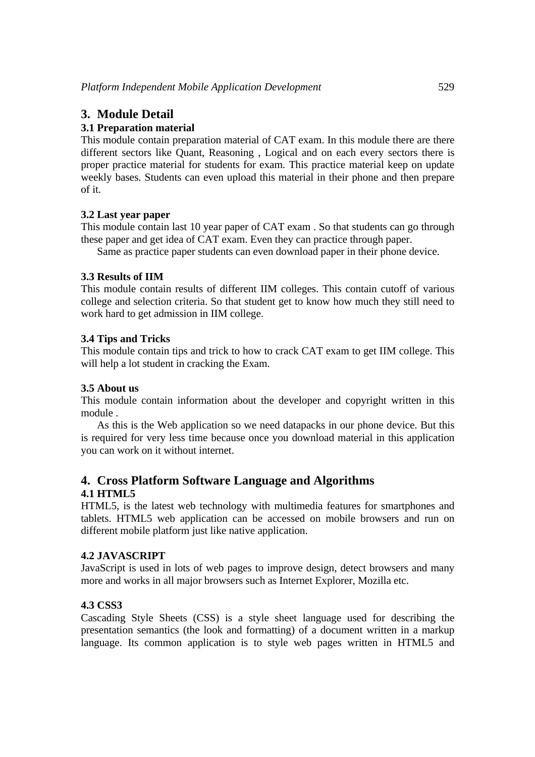## 3. Module Detail

### 3.1 Preparation material

This module contain preparation material of CAT exam. In this module there are there different sectors like Quant, Reasoning , Logical and on each every sectors there is proper practice material for students for exam. This practice material keep on update weekly bases. Students can even upload this material in their phone and then prepare of it.

### 3.2 Last year paper

This module contain last 10 year paper of CAT exam . So that students can go through these paper and get idea of CAT exam. Even they can practice through paper.

Same as practice paper students can even download paper in their phone device.

### 3.3 Results of IIM

This module contain results of different IIM colleges. This contain cutoff of various college and selection criteria. So that student get to know how much they still need to work hard to get admission in IIM college.

### 3.4 Tips and Tricks

This module contain tips and trick to how to crack CAT exam to get IIM college. This will help a lot student in cracking the Exam.

### 3.5 About us

This module contain information about the developer and copyright written in this module .

As this is the Web application so we need datapacks in our phone device. But this is required for very less time because once you download material in this application you can work on it without internet.

## 4. Cross Platform Software Language and Algorithms

### 4.1 HTML5

HTML5, is the latest web technology with multimedia features for smartphones and tablets. HTML5 web application can be accessed on mobile browsers and run on different mobile platform just like native application.

### 4.2 JAVASCRIPT

JavaScript is used in lots of web pages to improve design, detect browsers and many more and works in all major browsers such as Internet Explorer, Mozilla etc.

### 4.3 CSS3

Cascading Style Sheets (CSS) is a style sheet language used for describing the presentation semantics (the look and formatting) of a document written in a markup language. Its common application is to style web pages written in HTML5 and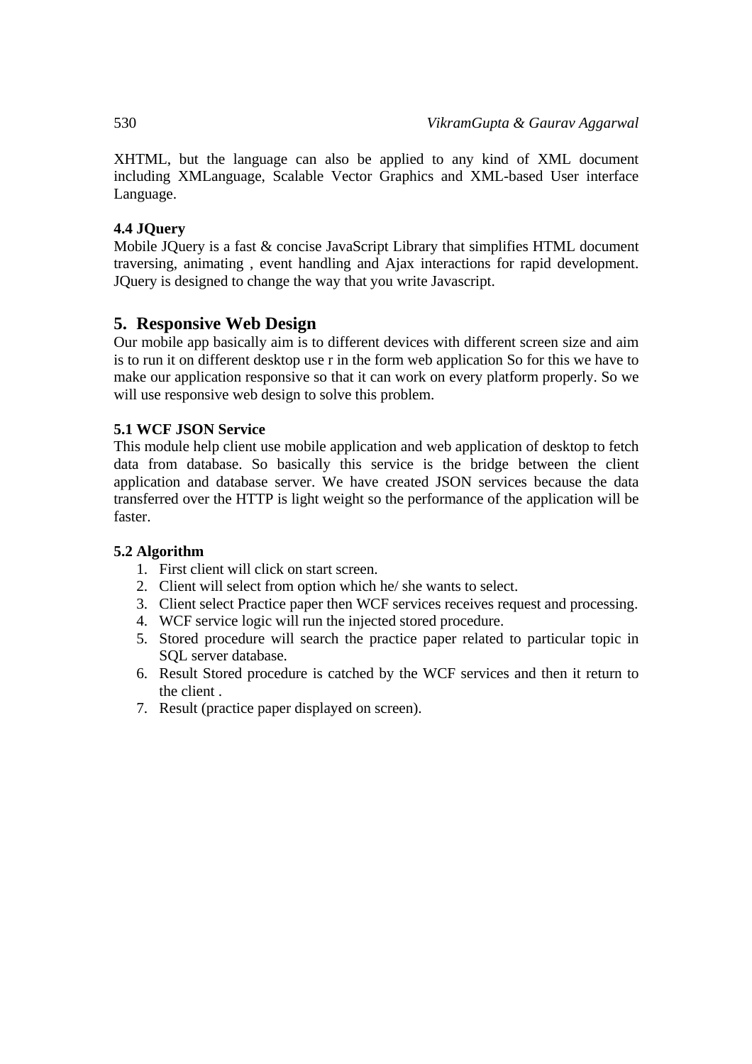XHTML, but the language can also be applied to any kind of XML document including XMLanguage, Scalable Vector Graphics and XML-based User interface Language.

### 4.4 JQuery

Mobile JQuery is a fast & concise JavaScript Library that simplifies HTML document traversing, animating , event handling and Ajax interactions for rapid development. JQuery is designed to change the way that you write Javascript.

## 5. Responsive Web Design

Our mobile app basically aim is to different devices with different screen size and aim is to run it on different desktop use r in the form web application So for this we have to make our application responsive so that it can work on every platform properly. So we will use responsive web design to solve this problem.

### 5.1 WCF JSON Service

This module help client use mobile application and web application of desktop to fetch data from database. So basically this service is the bridge between the client application and database server. We have created JSON services because the data transferred over the HTTP is light weight so the performance of the application will be faster.

### 5.2 Algorithm

1. First client will click on start screen.
2. Client will select from option which he/ she wants to select.
3. Client select Practice paper then WCF services receives request and processing.
4. WCF service logic will run the injected stored procedure.
5. Stored procedure will search the practice paper related to particular topic in SQL server database.
6. Result Stored procedure is catched by the WCF services and then it return to the client .
7. Result (practice paper displayed on screen).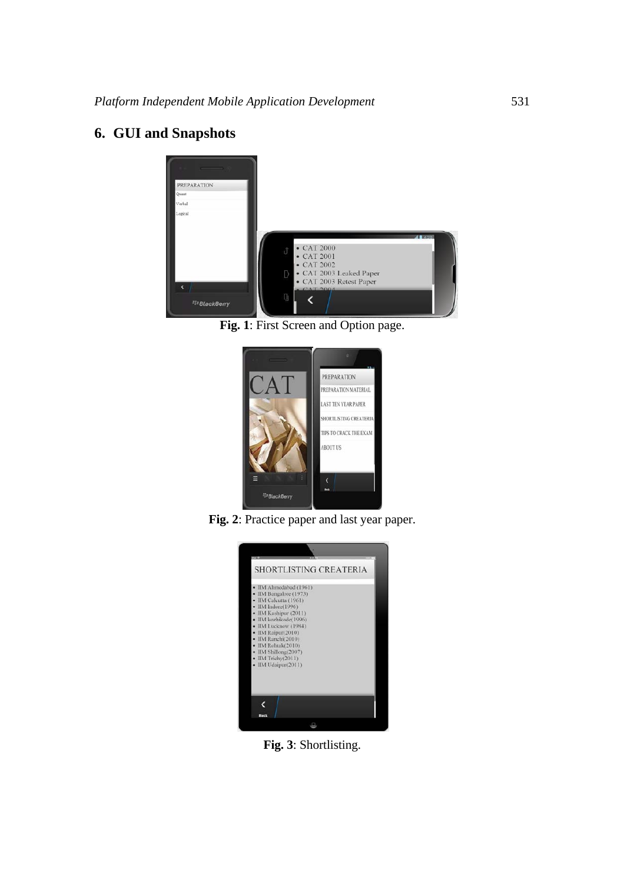## 6. GUI and Snapshots

**Fig. 1**: First Screen and Option page.

**Fig. 2**: Practice paper and last year paper.

**Fig. 3**: Shortlisting.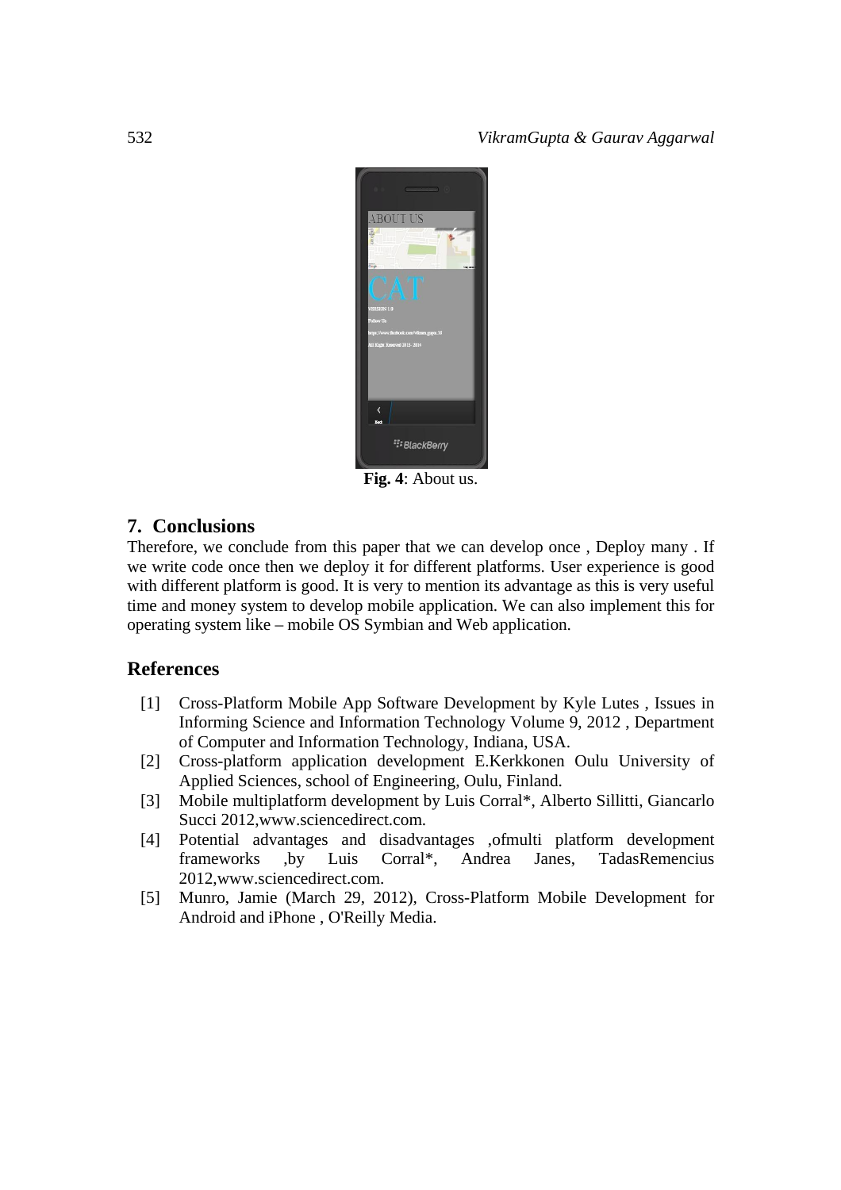**Fig. 4**: About us.

## 7. Conclusions

Therefore, we conclude from this paper that we can develop once , Deploy many . If we write code once then we deploy it for different platforms. User experience is good with different platform is good. It is very to mention its advantage as this is very useful time and money system to develop mobile application. We can also implement this for operating system like – mobile OS Symbian and Web application.

## References

[1] Cross-Platform Mobile App Software Development by Kyle Lutes , Issues in Informing Science and Information Technology Volume 9, 2012 , Department of Computer and Information Technology, Indiana, USA.

[2] Cross-platform application development E.Kerkkonen Oulu University of Applied Sciences, school of Engineering, Oulu, Finland.

[3] Mobile multiplatform development by Luis Corral*, Alberto Sillitti, Giancarlo Succi 2012,www.sciencedirect.com.

[4] Potential advantages and disadvantages ,ofmulti platform development frameworks ,by Luis Corral*, Andrea Janes, TadasRemencius 2012,www.sciencedirect.com.

[5] Munro, Jamie (March 29, 2012), Cross-Platform Mobile Development for Android and iPhone , O'Reilly Media.